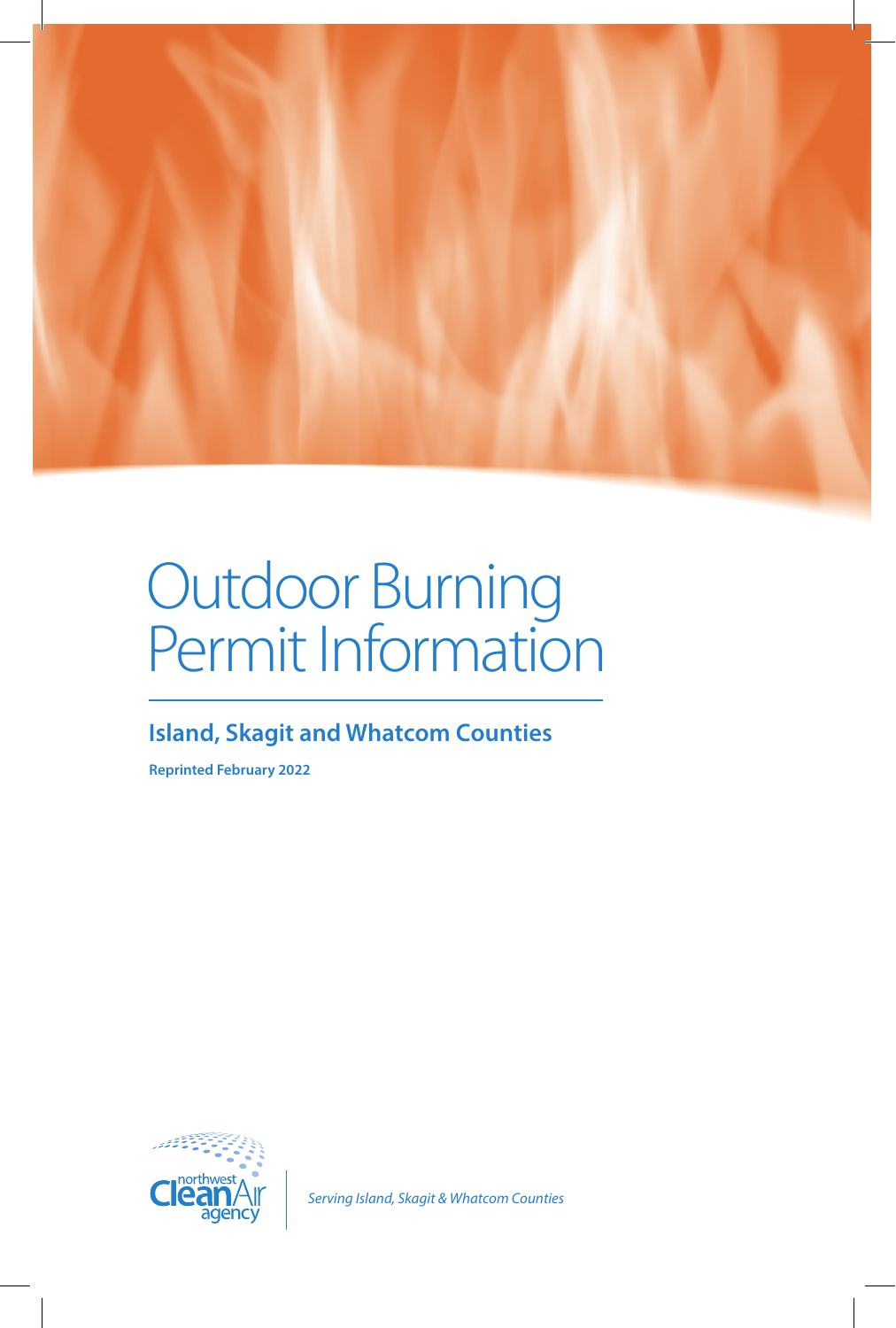# Outdoor Burning Permit Information

## Island, Skagit and Whatcom Counties

**Reprinted February 2022**

northwest Clean Air agency

*Serving Island, Skagit & Whatcom Counties*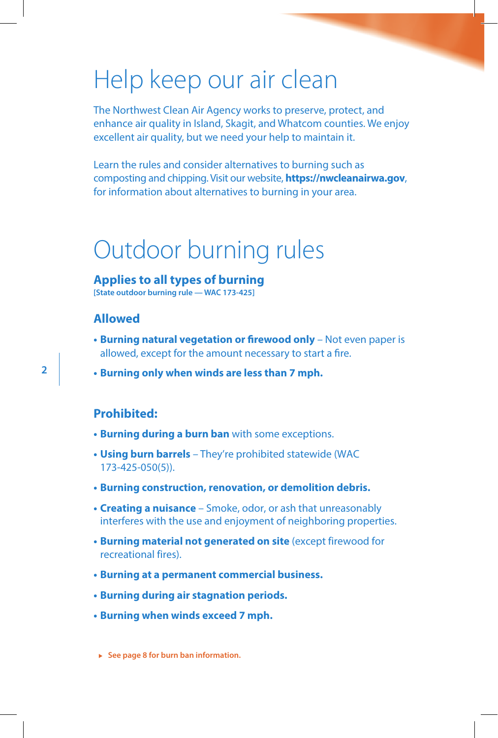# Help keep our air clean

The Northwest Clean Air Agency works to preserve, protect, and enhance air quality in Island, Skagit, and Whatcom counties. We enjoy excellent air quality, but we need your help to maintain it.

Learn the rules and consider alternatives to burning such as composting and chipping. Visit our website, **https://nwcleanairwa.gov**, for information about alternatives to burning in your area.

# Outdoor burning rules

## Applies to all types of burning

**[State outdoor burning rule — WAC 173-425]**

### Allowed

- **Burning natural vegetation or firewood only** – Not even paper is allowed, except for the amount necessary to start a fire.
- **Burning only when winds are less than 7 mph.**

### Prohibited:

- **Burning during a burn ban** with some exceptions.
- **Using burn barrels** – They're prohibited statewide (WAC 173-425-050(5)).
- **Burning construction, renovation, or demolition debris.**
- **Creating a nuisance** – Smoke, odor, or ash that unreasonably interferes with the use and enjoyment of neighboring properties.
- **Burning material not generated on site** (except firewood for recreational fires).
- **Burning at a permanent commercial business.**
- **Burning during air stagnation periods.**
- **Burning when winds exceed 7 mph.**

▸ **See page 8 for burn ban information.**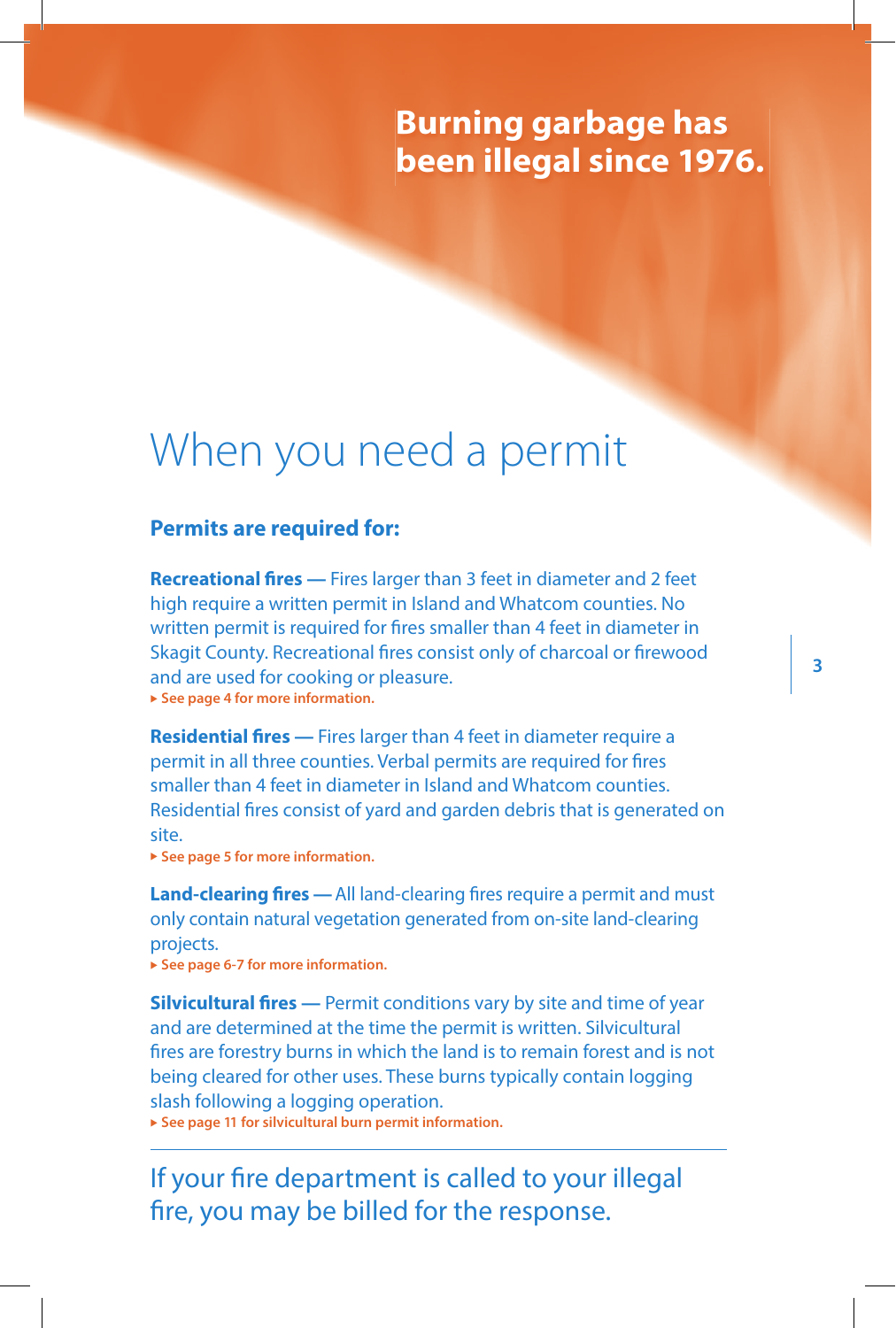**Burning garbage has been illegal since 1976.**

# When you need a permit

### Permits are required for:

**Recreational fires —** Fires larger than 3 feet in diameter and 2 feet high require a written permit in Island and Whatcom counties. No written permit is required for fires smaller than 4 feet in diameter in Skagit County. Recreational fires consist only of charcoal or firewood and are used for cooking or pleasure.
▸ **See page 4 for more information.**

**Residential fires —** Fires larger than 4 feet in diameter require a permit in all three counties. Verbal permits are required for fires smaller than 4 feet in diameter in Island and Whatcom counties. Residential fires consist of yard and garden debris that is generated on site.
▸ **See page 5 for more information.**

**Land-clearing fires —** All land-clearing fires require a permit and must only contain natural vegetation generated from on-site land-clearing projects.
▸ **See page 6-7 for more information.**

**Silvicultural fires —** Permit conditions vary by site and time of year and are determined at the time the permit is written. Silvicultural fires are forestry burns in which the land is to remain forest and is not being cleared for other uses. These burns typically contain logging slash following a logging operation.
▸ **See page 11 for silvicultural burn permit information.**

---

If your fire department is called to your illegal fire, you may be billed for the response.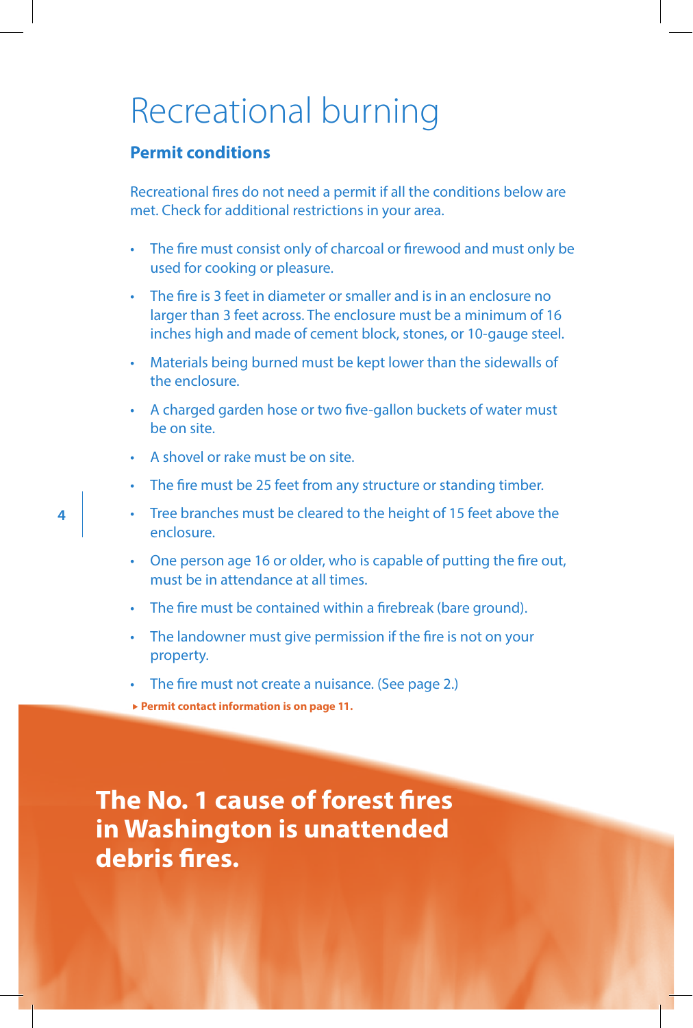# Recreational burning

## Permit conditions

Recreational fires do not need a permit if all the conditions below are met. Check for additional restrictions in your area.

- The fire must consist only of charcoal or firewood and must only be used for cooking or pleasure.
- The fire is 3 feet in diameter or smaller and is in an enclosure no larger than 3 feet across. The enclosure must be a minimum of 16 inches high and made of cement block, stones, or 10-gauge steel.
- Materials being burned must be kept lower than the sidewalls of the enclosure.
- A charged garden hose or two five-gallon buckets of water must be on site.
- A shovel or rake must be on site.
- The fire must be 25 feet from any structure or standing timber.
- Tree branches must be cleared to the height of 15 feet above the enclosure.
- One person age 16 or older, who is capable of putting the fire out, must be in attendance at all times.
- The fire must be contained within a firebreak (bare ground).
- The landowner must give permission if the fire is not on your property.
- The fire must not create a nuisance. (See page 2.)

▸ **Permit contact information is on page 11.**

**The No. 1 cause of forest fires in Washington is unattended debris fires.**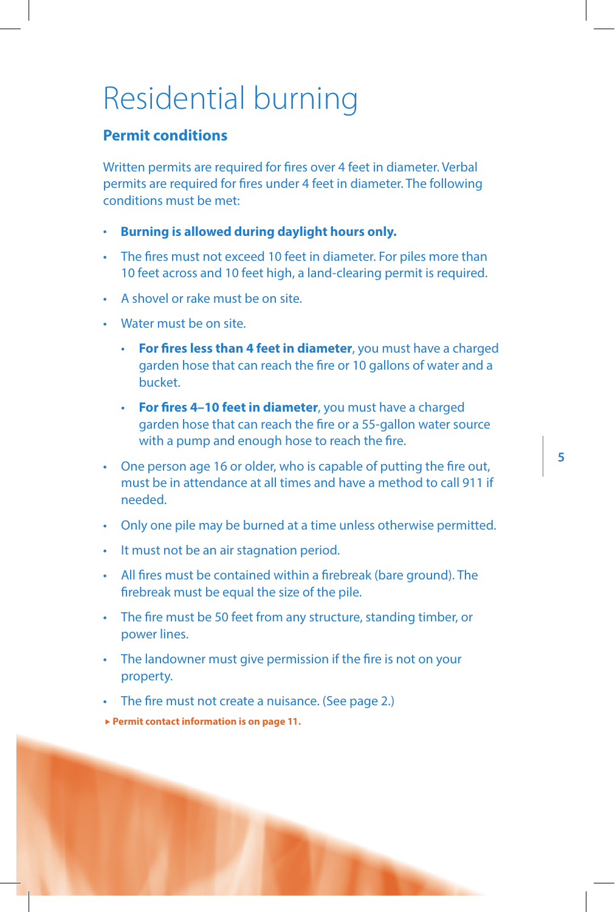# Residential burning

## Permit conditions

Written permits are required for fires over 4 feet in diameter. Verbal permits are required for fires under 4 feet in diameter. The following conditions must be met:

- **Burning is allowed during daylight hours only.**
- The fires must not exceed 10 feet in diameter. For piles more than 10 feet across and 10 feet high, a land-clearing permit is required.
- A shovel or rake must be on site.
- Water must be on site.
    - **For fires less than 4 feet in diameter**, you must have a charged garden hose that can reach the fire or 10 gallons of water and a bucket.
    - **For fires 4–10 feet in diameter**, you must have a charged garden hose that can reach the fire or a 55-gallon water source with a pump and enough hose to reach the fire.
- One person age 16 or older, who is capable of putting the fire out, must be in attendance at all times and have a method to call 911 if needed.
- Only one pile may be burned at a time unless otherwise permitted.
- It must not be an air stagnation period.
- All fires must be contained within a firebreak (bare ground). The firebreak must be equal the size of the pile.
- The fire must be 50 feet from any structure, standing timber, or power lines.
- The landowner must give permission if the fire is not on your property.
- The fire must not create a nuisance. (See page 2.)

▸ **Permit contact information is on page 11.**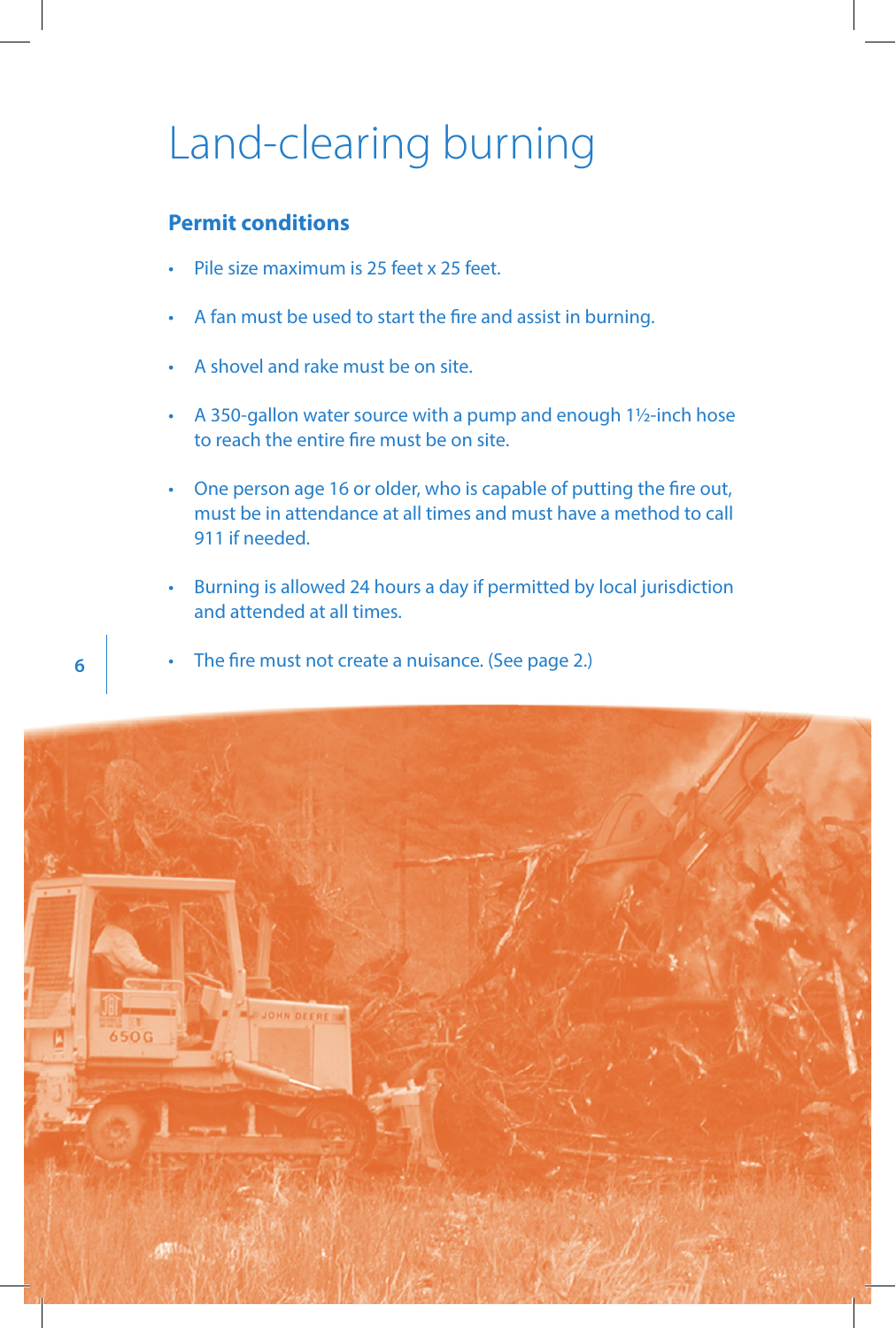# Land-clearing burning

## Permit conditions

- Pile size maximum is 25 feet x 25 feet.
- A fan must be used to start the fire and assist in burning.
- A shovel and rake must be on site.
- A 350-gallon water source with a pump and enough 1½-inch hose to reach the entire fire must be on site.
- One person age 16 or older, who is capable of putting the fire out, must be in attendance at all times and must have a method to call 911 if needed.
- Burning is allowed 24 hours a day if permitted by local jurisdiction and attended at all times.
- The fire must not create a nuisance. (See page 2.)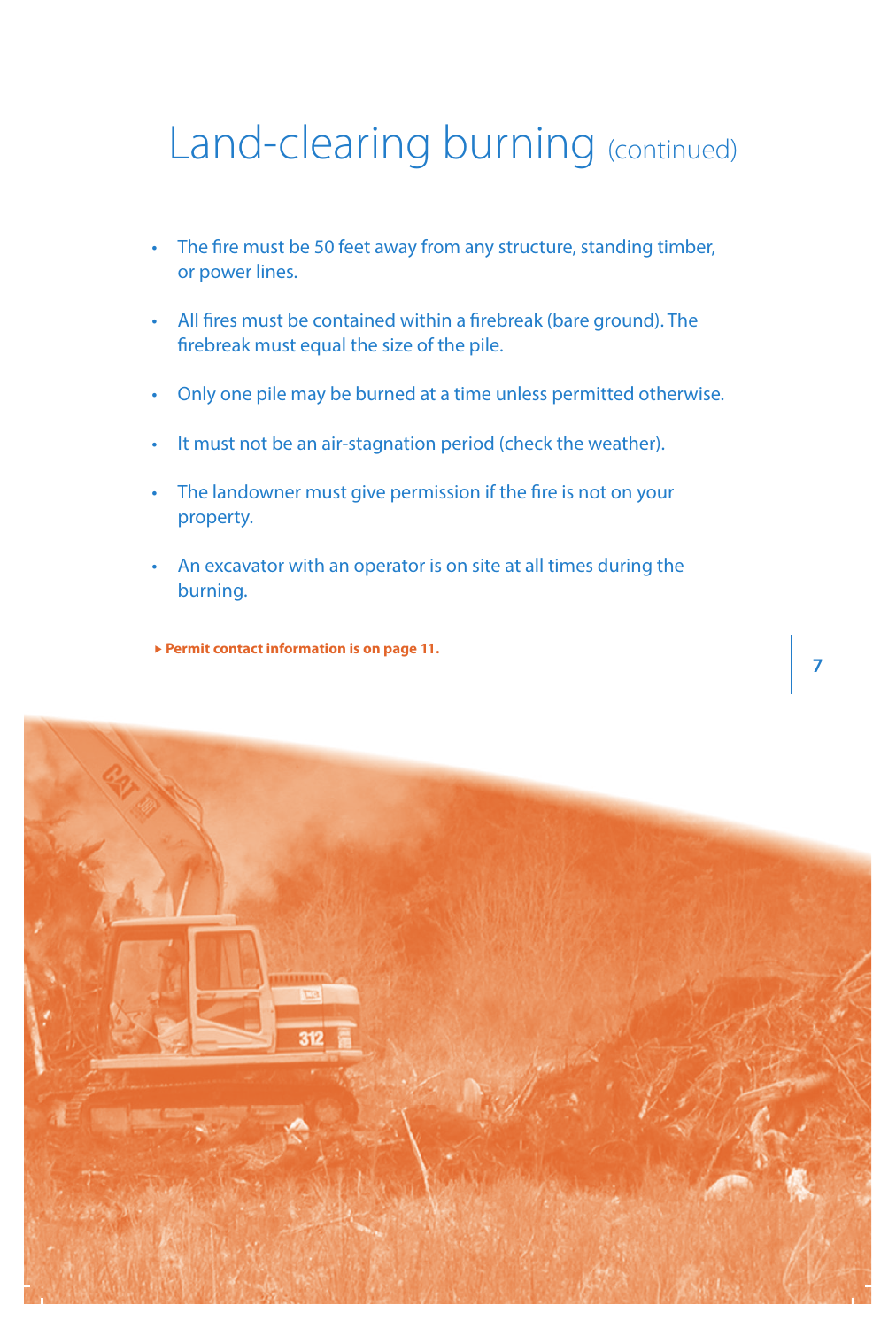# Land-clearing burning (continued)

- The fire must be 50 feet away from any structure, standing timber, or power lines.
- All fires must be contained within a firebreak (bare ground). The firebreak must equal the size of the pile.
- Only one pile may be burned at a time unless permitted otherwise.
- It must not be an air-stagnation period (check the weather).
- The landowner must give permission if the fire is not on your property.
- An excavator with an operator is on site at all times during the burning.

▸ **Permit contact information is on page 11.**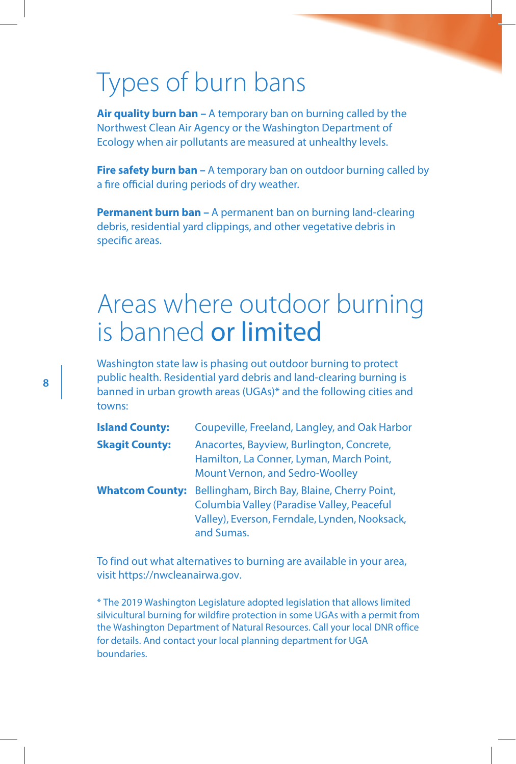# Types of burn bans

**Air quality burn ban –** A temporary ban on burning called by the Northwest Clean Air Agency or the Washington Department of Ecology when air pollutants are measured at unhealthy levels.

**Fire safety burn ban –** A temporary ban on outdoor burning called by a fire official during periods of dry weather.

**Permanent burn ban –** A permanent ban on burning land-clearing debris, residential yard clippings, and other vegetative debris in specific areas.

# Areas where outdoor burning is banned **or limited**

Washington state law is phasing out outdoor burning to protect public health. Residential yard debris and land-clearing burning is banned in urban growth areas (UGAs)* and the following cities and towns:

| | |
|---|---|
| **Island County:** | Coupeville, Freeland, Langley, and Oak Harbor |
| **Skagit County:** | Anacortes, Bayview, Burlington, Concrete, Hamilton, La Conner, Lyman, March Point, Mount Vernon, and Sedro-Woolley |
| **Whatcom County:** | Bellingham, Birch Bay, Blaine, Cherry Point, Columbia Valley (Paradise Valley, Peaceful Valley), Everson, Ferndale, Lynden, Nooksack, and Sumas. |

To find out what alternatives to burning are available in your area, visit https://nwcleanairwa.gov.

* The 2019 Washington Legislature adopted legislation that allows limited silvicultural burning for wildfire protection in some UGAs with a permit from the Washington Department of Natural Resources. Call your local DNR office for details. And contact your local planning department for UGA boundaries.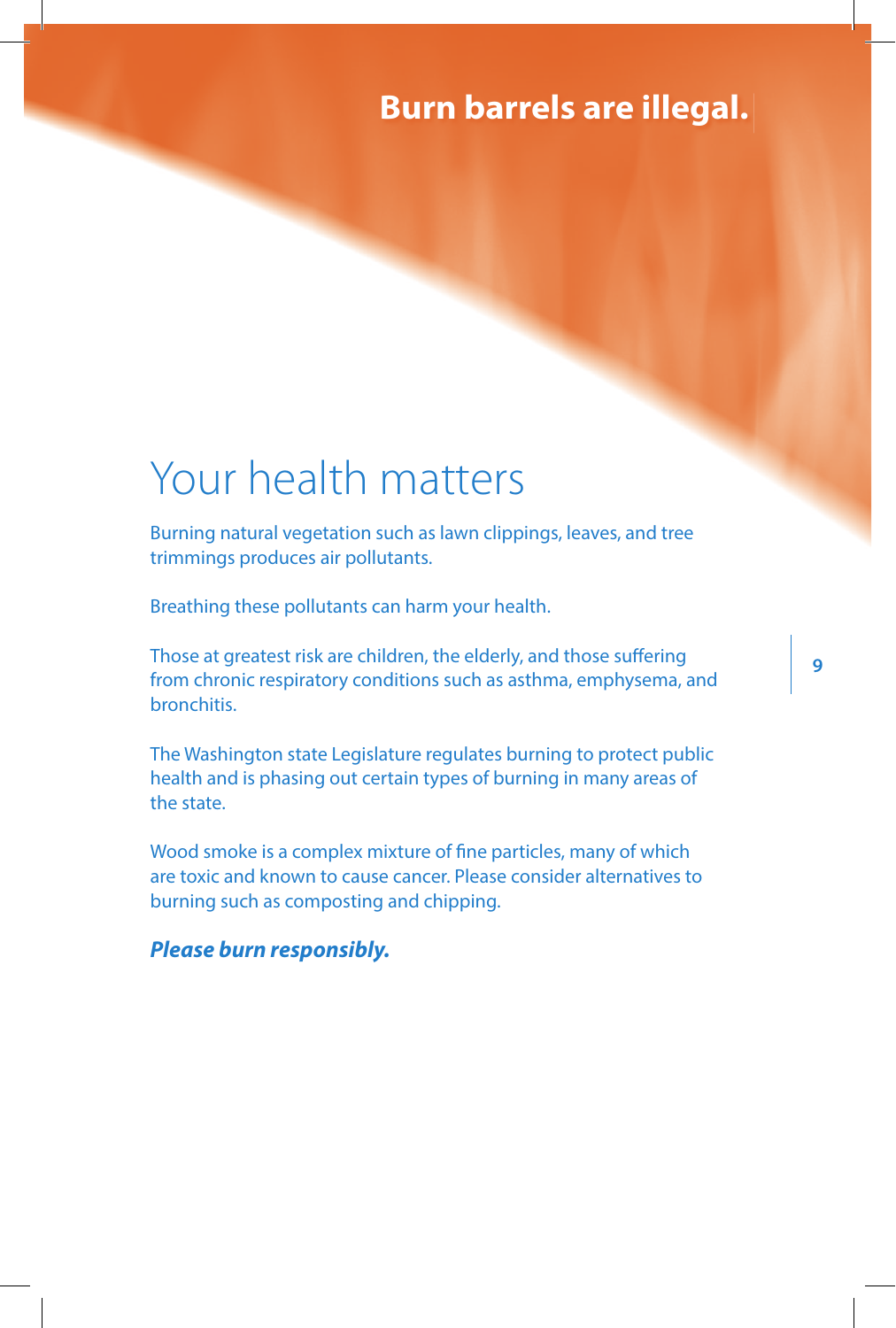**Burn barrels are illegal.**

# Your health matters

Burning natural vegetation such as lawn clippings, leaves, and tree trimmings produces air pollutants.

Breathing these pollutants can harm your health.

Those at greatest risk are children, the elderly, and those suffering from chronic respiratory conditions such as asthma, emphysema, and bronchitis.

The Washington state Legislature regulates burning to protect public health and is phasing out certain types of burning in many areas of the state.

Wood smoke is a complex mixture of fine particles, many of which are toxic and known to cause cancer. Please consider alternatives to burning such as composting and chipping.

***Please burn responsibly.***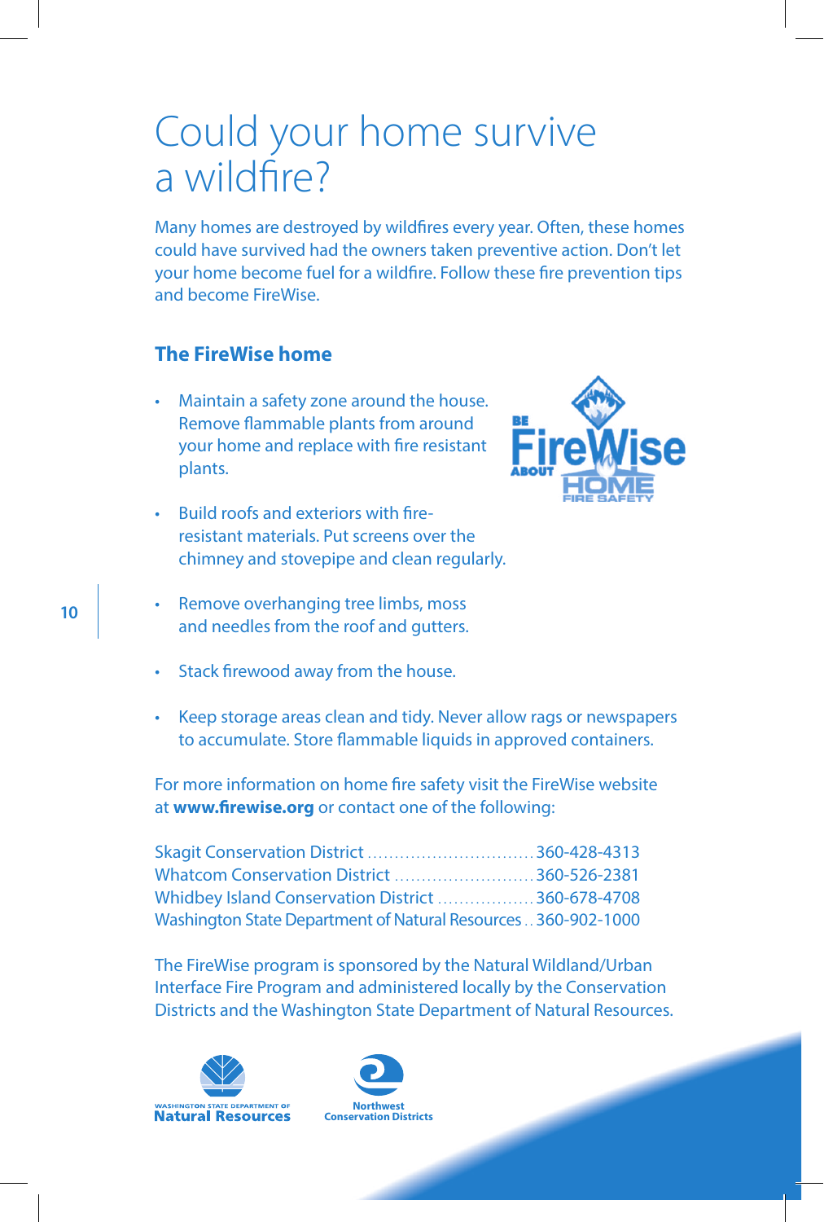# Could your home survive a wildfire?

Many homes are destroyed by wildfires every year. Often, these homes could have survived had the owners taken preventive action. Don't let your home become fuel for a wildfire. Follow these fire prevention tips and become FireWise.

## The FireWise home

- Maintain a safety zone around the house. Remove flammable plants from around your home and replace with fire resistant plants.
- Build roofs and exteriors with fire-resistant materials. Put screens over the chimney and stovepipe and clean regularly.
- Remove overhanging tree limbs, moss and needles from the roof and gutters.
- Stack firewood away from the house.
- Keep storage areas clean and tidy. Never allow rags or newspapers to accumulate. Store flammable liquids in approved containers.

For more information on home fire safety visit the FireWise website at **www.firewise.org** or contact one of the following:

Skagit Conservation District ............................... 360-428-4313
Whatcom Conservation District .......................... 360-526-2381
Whidbey Island Conservation District .................. 360-678-4708
Washington State Department of Natural Resources .. 360-902-1000

The FireWise program is sponsored by the Natural Wildland/Urban Interface Fire Program and administered locally by the Conservation Districts and the Washington State Department of Natural Resources.

Washington State Department of Natural Resources

Northwest Conservation Districts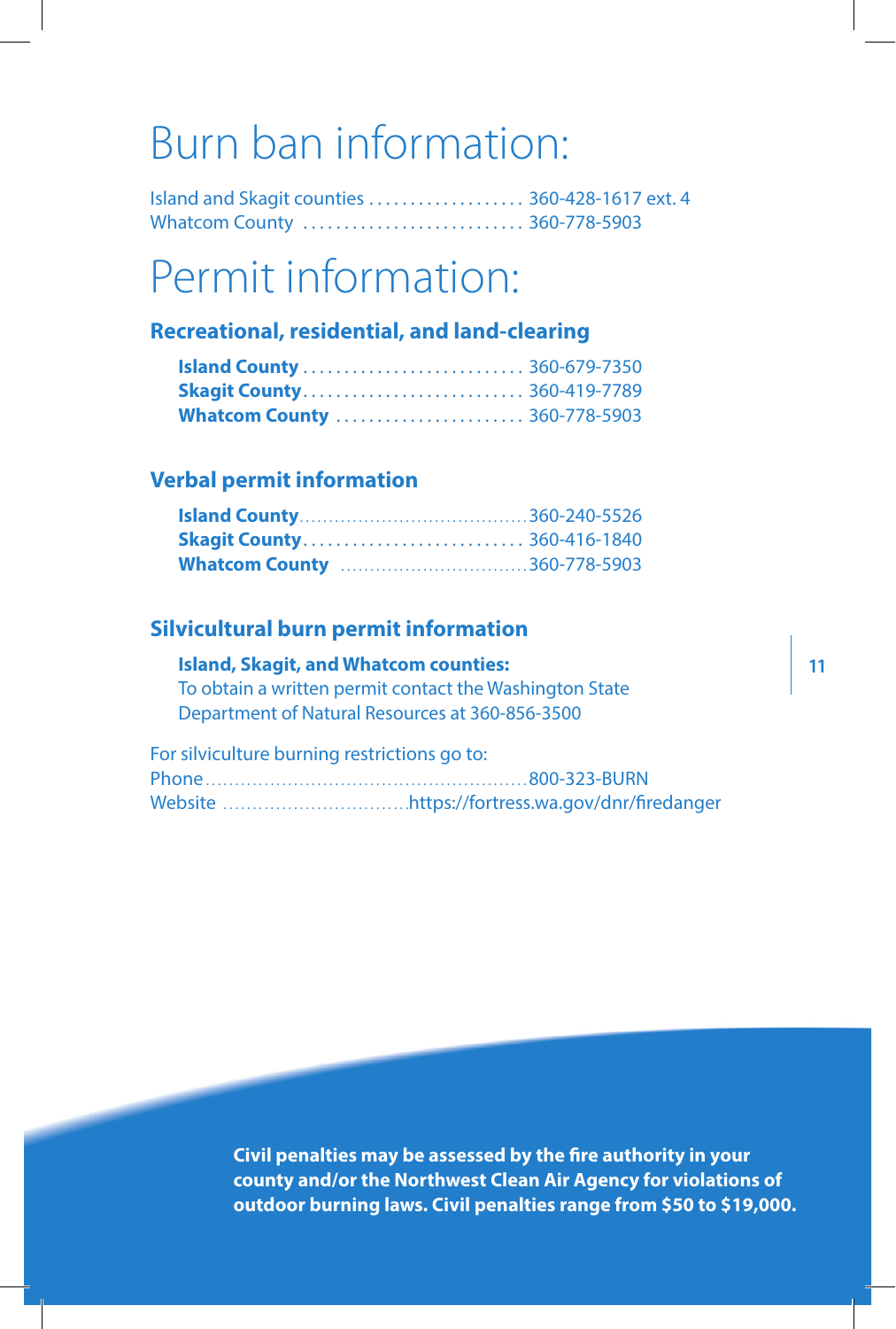# Burn ban information:

Island and Skagit counties .................... 360-428-1617 ext. 4
Whatcom County ........................... 360-778-5903

# Permit information:

## Recreational, residential, and land-clearing

**Island County** ........................... 360-679-7350
**Skagit County** ........................... 360-419-7789
**Whatcom County** ....................... 360-778-5903

## Verbal permit information

**Island County** ..................................... 360-240-5526
**Skagit County** ........................... 360-416-1840
**Whatcom County** ................................ 360-778-5903

## Silvicultural burn permit information

**Island, Skagit, and Whatcom counties:**
To obtain a written permit contact the Washington State Department of Natural Resources at 360-856-3500

For silviculture burning restrictions go to:
Phone ...................................................... 800-323-BURN
Website ................................ https://fortress.wa.gov/dnr/firedanger

**Civil penalties may be assessed by the fire authority in your county and/or the Northwest Clean Air Agency for violations of outdoor burning laws. Civil penalties range from $50 to $19,000.**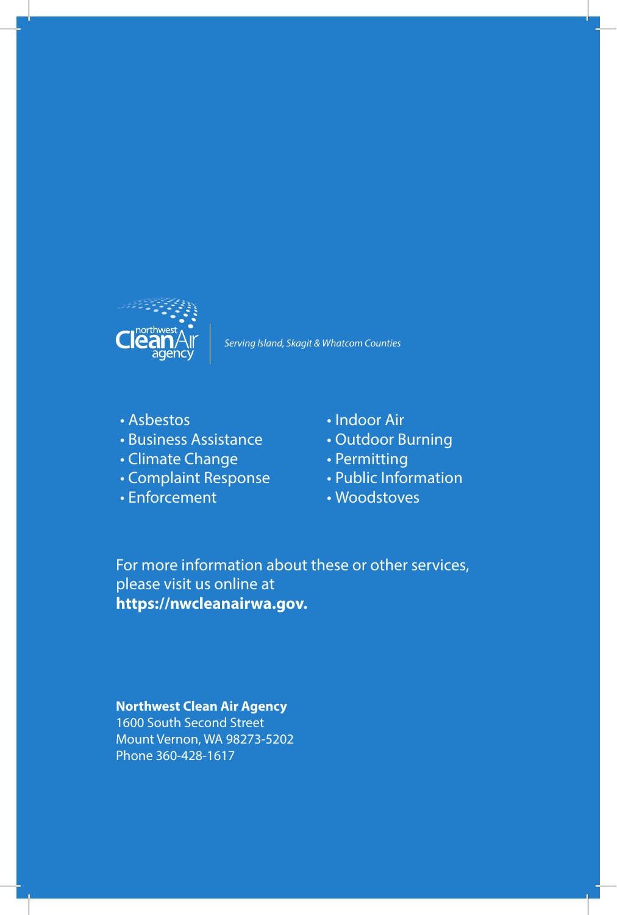northwest Clean Air agency

*Serving Island, Skagit & Whatcom Counties*

- Asbestos
- Business Assistance
- Climate Change
- Complaint Response
- Enforcement
- Indoor Air
- Outdoor Burning
- Permitting
- Public Information
- Woodstoves

For more information about these or other services, please visit us online at **https://nwcleanairwa.gov.**

**Northwest Clean Air Agency**
1600 South Second Street
Mount Vernon, WA 98273-5202
Phone 360-428-1617